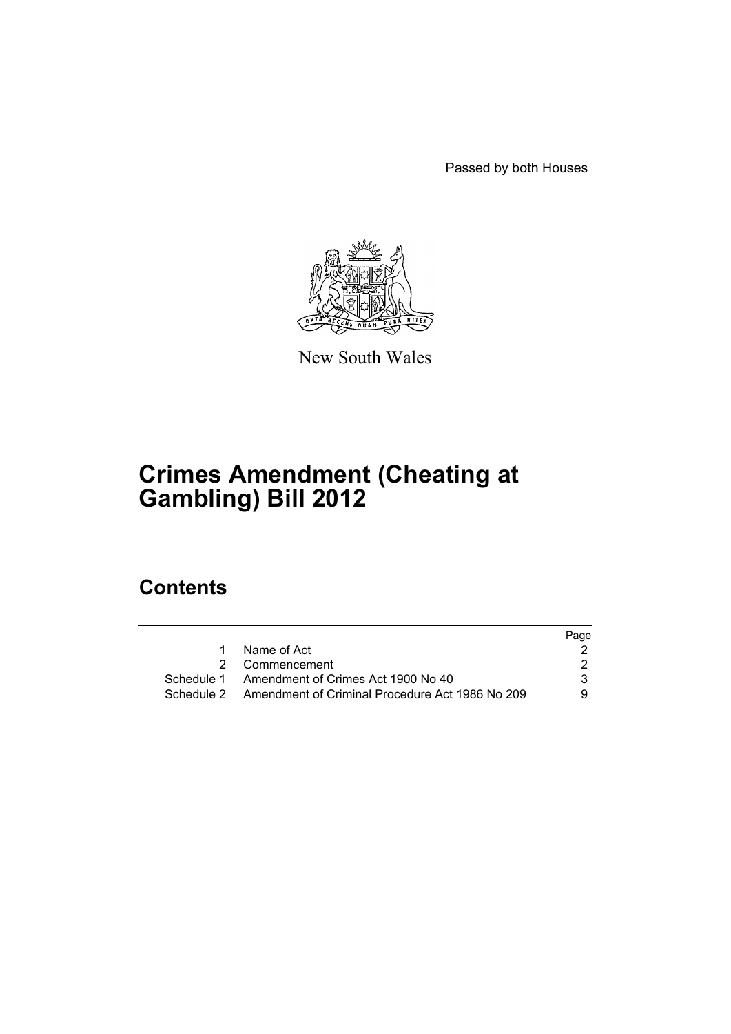Passed by both Houses

New South Wales

# Crimes Amendment (Cheating at Gambling) Bill 2012

## Contents

| | | Page |
|---|---|---|
| 1 | Name of Act | 2 |
| 2 | Commencement | 2 |
| Schedule 1 | Amendment of Crimes Act 1900 No 40 | 3 |
| Schedule 2 | Amendment of Criminal Procedure Act 1986 No 209 | 9 |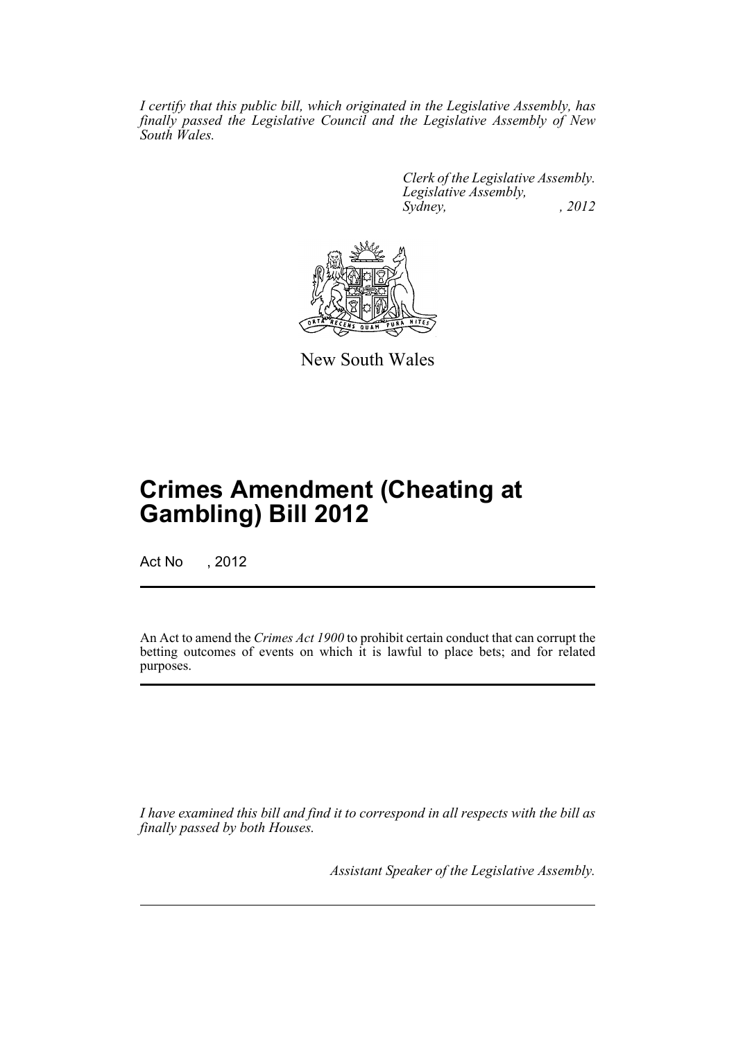*I certify that this public bill, which originated in the Legislative Assembly, has finally passed the Legislative Council and the Legislative Assembly of New South Wales.*

*Clerk of the Legislative Assembly.*
*Legislative Assembly,*
*Sydney, , 2012*

New South Wales

# Crimes Amendment (Cheating at Gambling) Bill 2012

Act No , 2012

An Act to amend the *Crimes Act 1900* to prohibit certain conduct that can corrupt the betting outcomes of events on which it is lawful to place bets; and for related purposes.

*I have examined this bill and find it to correspond in all respects with the bill as finally passed by both Houses.*

*Assistant Speaker of the Legislative Assembly.*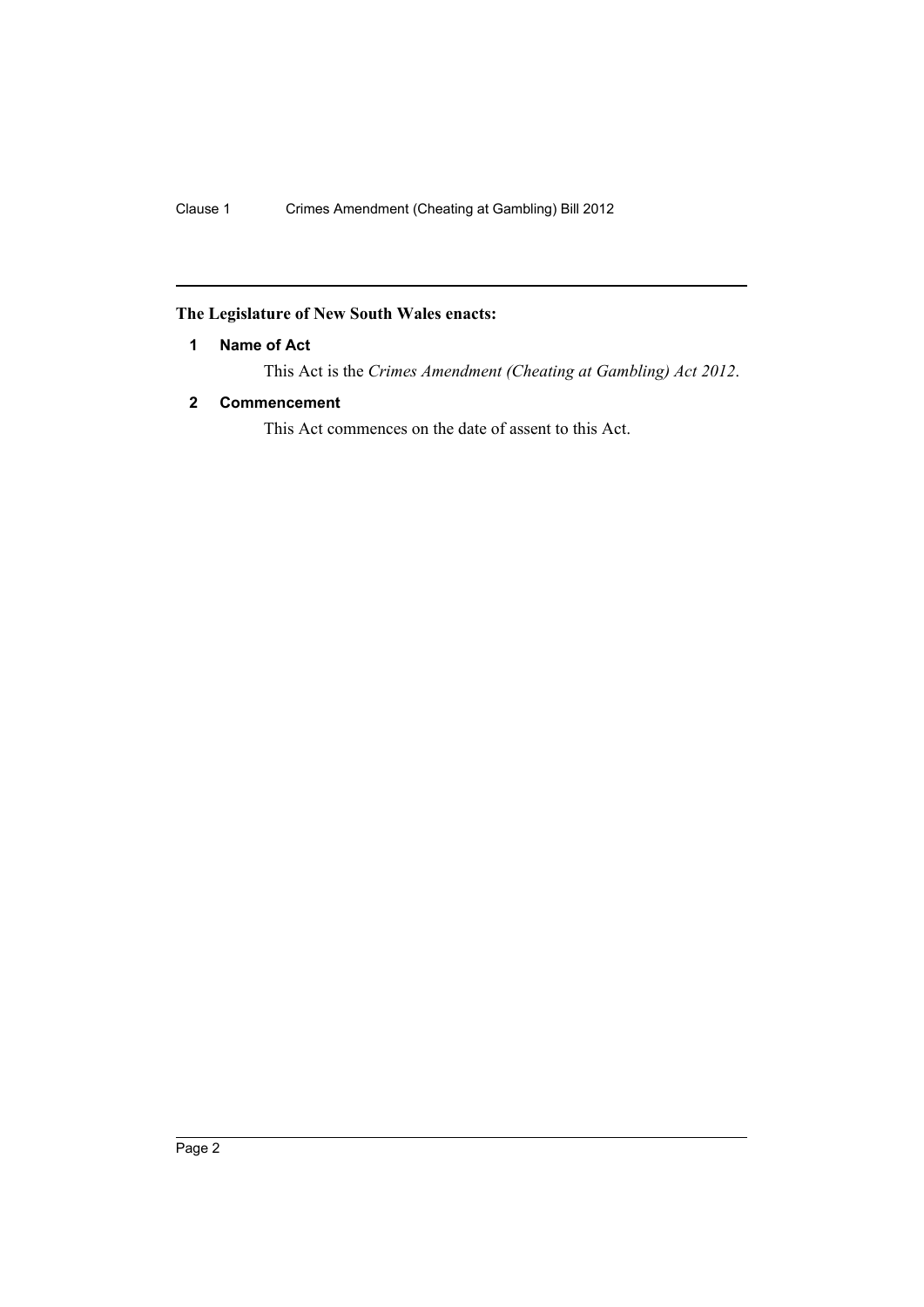**The Legislature of New South Wales enacts:**

### 1 Name of Act

This Act is the *Crimes Amendment (Cheating at Gambling) Act 2012*.

### 2 Commencement

This Act commences on the date of assent to this Act.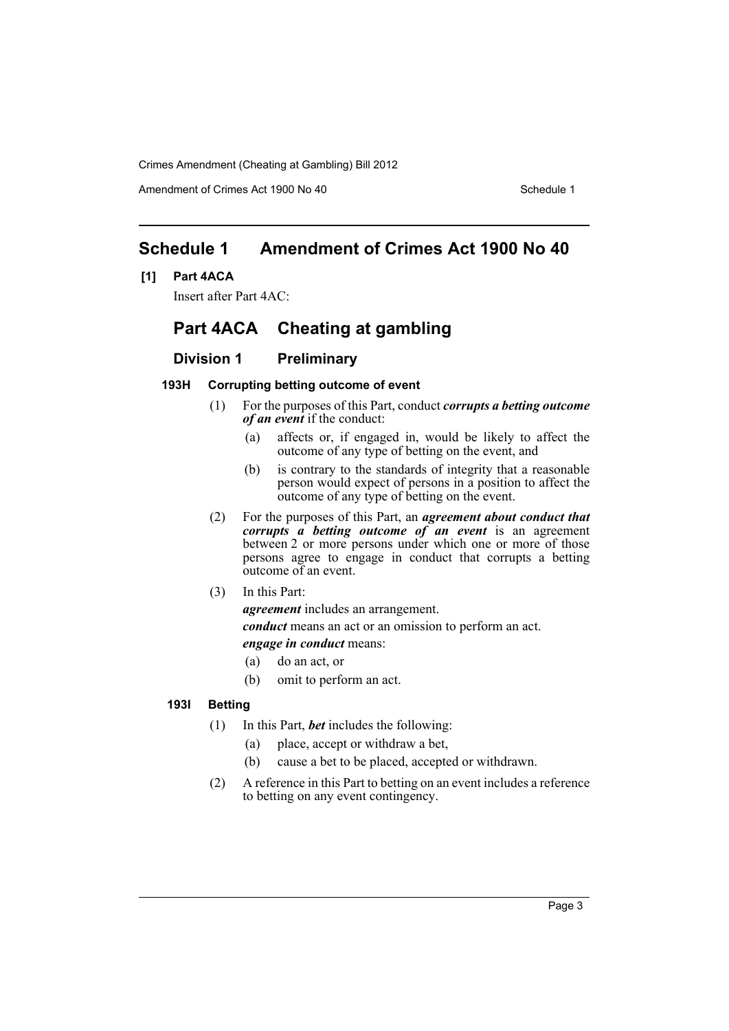# Schedule 1 Amendment of Crimes Act 1900 No 40

**[1] Part 4ACA**

Insert after Part 4AC:

## Part 4ACA Cheating at gambling

### Division 1 Preliminary

**193H Corrupting betting outcome of event**

(1) For the purposes of this Part, conduct ***corrupts a betting outcome of an event*** if the conduct:

- (a) affects or, if engaged in, would be likely to affect the outcome of any type of betting on the event, and
- (b) is contrary to the standards of integrity that a reasonable person would expect of persons in a position to affect the outcome of any type of betting on the event.

(2) For the purposes of this Part, an ***agreement about conduct that corrupts a betting outcome of an event*** is an agreement between 2 or more persons under which one or more of those persons agree to engage in conduct that corrupts a betting outcome of an event.

(3) In this Part:

***agreement*** includes an arrangement.

***conduct*** means an act or an omission to perform an act.

***engage in conduct*** means:

- (a) do an act, or
- (b) omit to perform an act.

**193I Betting**

(1) In this Part, ***bet*** includes the following:

- (a) place, accept or withdraw a bet,
- (b) cause a bet to be placed, accepted or withdrawn.

(2) A reference in this Part to betting on an event includes a reference to betting on any event contingency.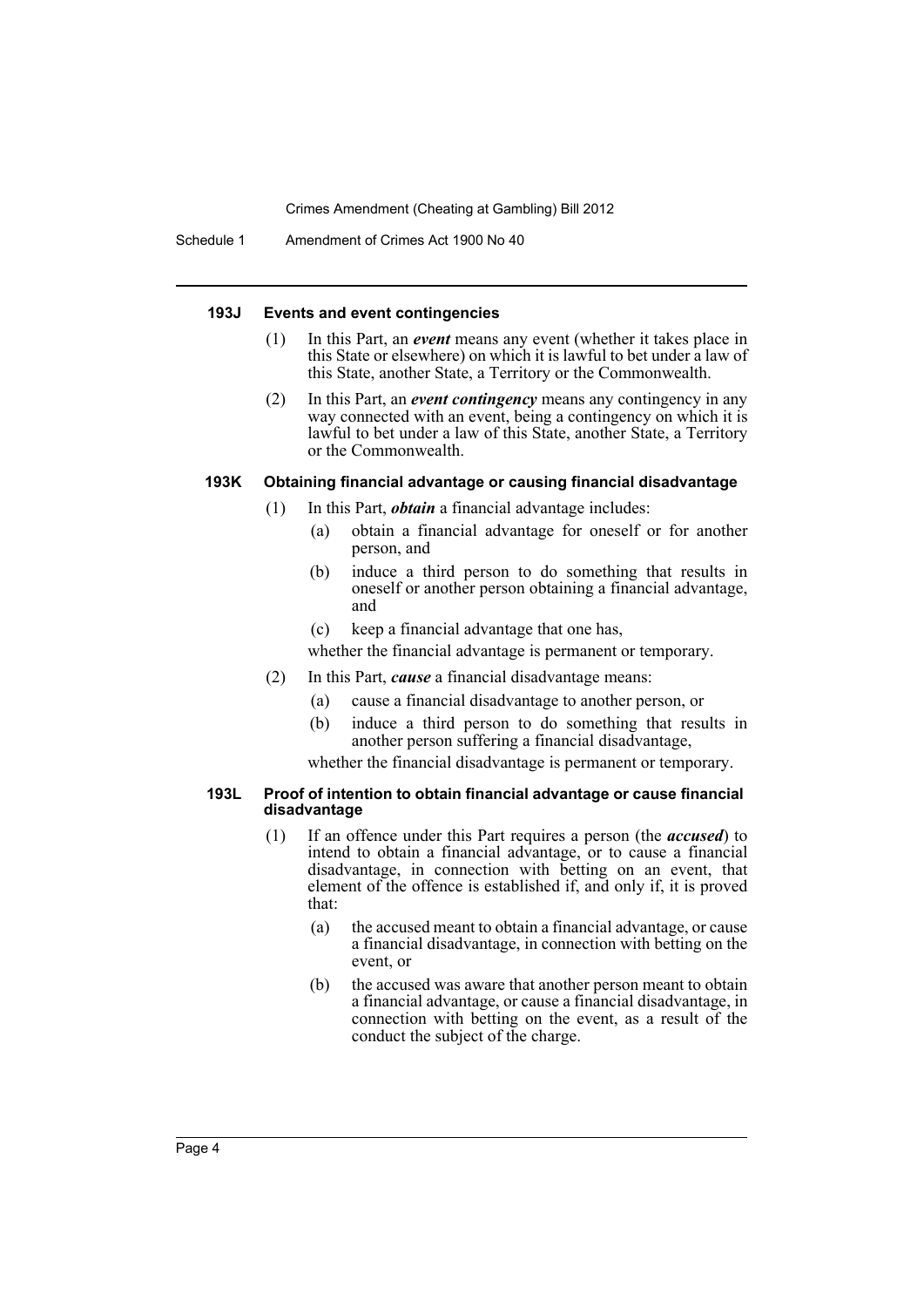### 193J Events and event contingencies

(1) In this Part, an ***event*** means any event (whether it takes place in this State or elsewhere) on which it is lawful to bet under a law of this State, another State, a Territory or the Commonwealth.

(2) In this Part, an ***event contingency*** means any contingency in any way connected with an event, being a contingency on which it is lawful to bet under a law of this State, another State, a Territory or the Commonwealth.

### 193K Obtaining financial advantage or causing financial disadvantage

(1) In this Part, ***obtain*** a financial advantage includes:

- (a) obtain a financial advantage for oneself or for another person, and
- (b) induce a third person to do something that results in oneself or another person obtaining a financial advantage, and
- (c) keep a financial advantage that one has,

whether the financial advantage is permanent or temporary.

(2) In this Part, ***cause*** a financial disadvantage means:

- (a) cause a financial disadvantage to another person, or
- (b) induce a third person to do something that results in another person suffering a financial disadvantage,

whether the financial disadvantage is permanent or temporary.

### 193L Proof of intention to obtain financial advantage or cause financial disadvantage

(1) If an offence under this Part requires a person (the ***accused***) to intend to obtain a financial advantage, or to cause a financial disadvantage, in connection with betting on an event, that element of the offence is established if, and only if, it is proved that:

- (a) the accused meant to obtain a financial advantage, or cause a financial disadvantage, in connection with betting on the event, or
- (b) the accused was aware that another person meant to obtain a financial advantage, or cause a financial disadvantage, in connection with betting on the event, as a result of the conduct the subject of the charge.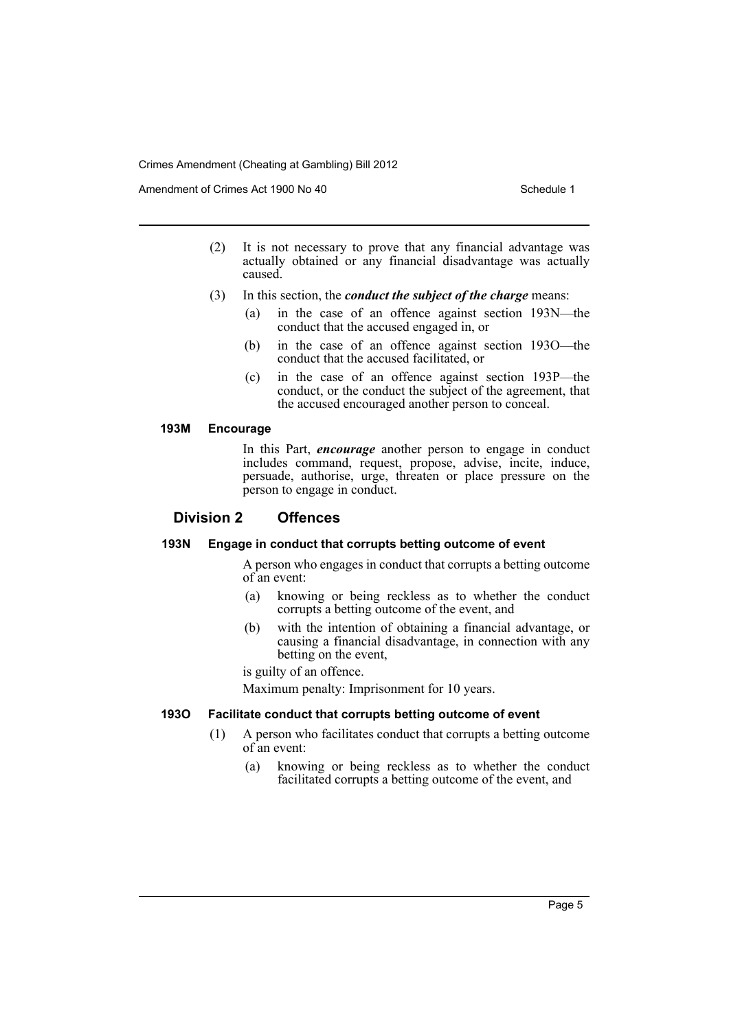(2) It is not necessary to prove that any financial advantage was actually obtained or any financial disadvantage was actually caused.

(3) In this section, the ***conduct the subject of the charge*** means:

- (a) in the case of an offence against section 193N—the conduct that the accused engaged in, or
- (b) in the case of an offence against section 193O—the conduct that the accused facilitated, or
- (c) in the case of an offence against section 193P—the conduct, or the conduct the subject of the agreement, that the accused encouraged another person to conceal.

#### 193M Encourage

In this Part, ***encourage*** another person to engage in conduct includes command, request, propose, advise, incite, induce, persuade, authorise, urge, threaten or place pressure on the person to engage in conduct.

### Division 2 Offences

#### 193N Engage in conduct that corrupts betting outcome of event

A person who engages in conduct that corrupts a betting outcome of an event:

- (a) knowing or being reckless as to whether the conduct corrupts a betting outcome of the event, and
- (b) with the intention of obtaining a financial advantage, or causing a financial disadvantage, in connection with any betting on the event,

is guilty of an offence.

Maximum penalty: Imprisonment for 10 years.

#### 193O Facilitate conduct that corrupts betting outcome of event

(1) A person who facilitates conduct that corrupts a betting outcome of an event:

- (a) knowing or being reckless as to whether the conduct facilitated corrupts a betting outcome of the event, and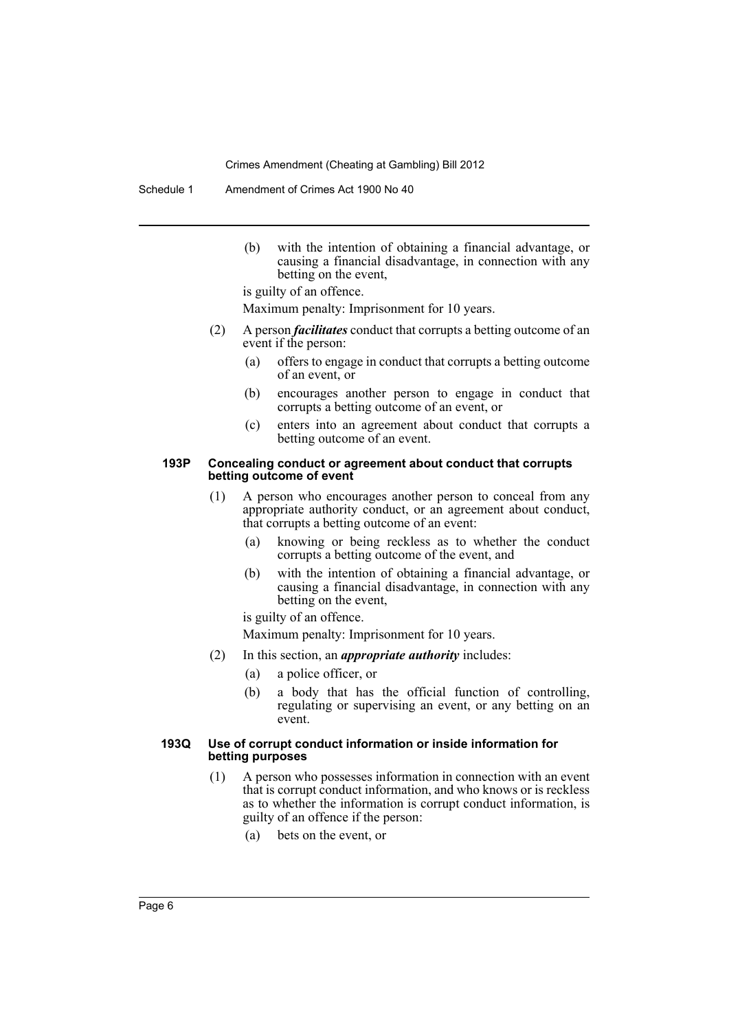(b) with the intention of obtaining a financial advantage, or causing a financial disadvantage, in connection with any betting on the event,

is guilty of an offence.

Maximum penalty: Imprisonment for 10 years.

(2) A person ***facilitates*** conduct that corrupts a betting outcome of an event if the person:

(a) offers to engage in conduct that corrupts a betting outcome of an event, or

(b) encourages another person to engage in conduct that corrupts a betting outcome of an event, or

(c) enters into an agreement about conduct that corrupts a betting outcome of an event.

#### 193P Concealing conduct or agreement about conduct that corrupts betting outcome of event

(1) A person who encourages another person to conceal from any appropriate authority conduct, or an agreement about conduct, that corrupts a betting outcome of an event:

(a) knowing or being reckless as to whether the conduct corrupts a betting outcome of the event, and

(b) with the intention of obtaining a financial advantage, or causing a financial disadvantage, in connection with any betting on the event,

is guilty of an offence.

Maximum penalty: Imprisonment for 10 years.

(2) In this section, an ***appropriate authority*** includes:

(a) a police officer, or

(b) a body that has the official function of controlling, regulating or supervising an event, or any betting on an event.

#### 193Q Use of corrupt conduct information or inside information for betting purposes

(1) A person who possesses information in connection with an event that is corrupt conduct information, and who knows or is reckless as to whether the information is corrupt conduct information, is guilty of an offence if the person:

(a) bets on the event, or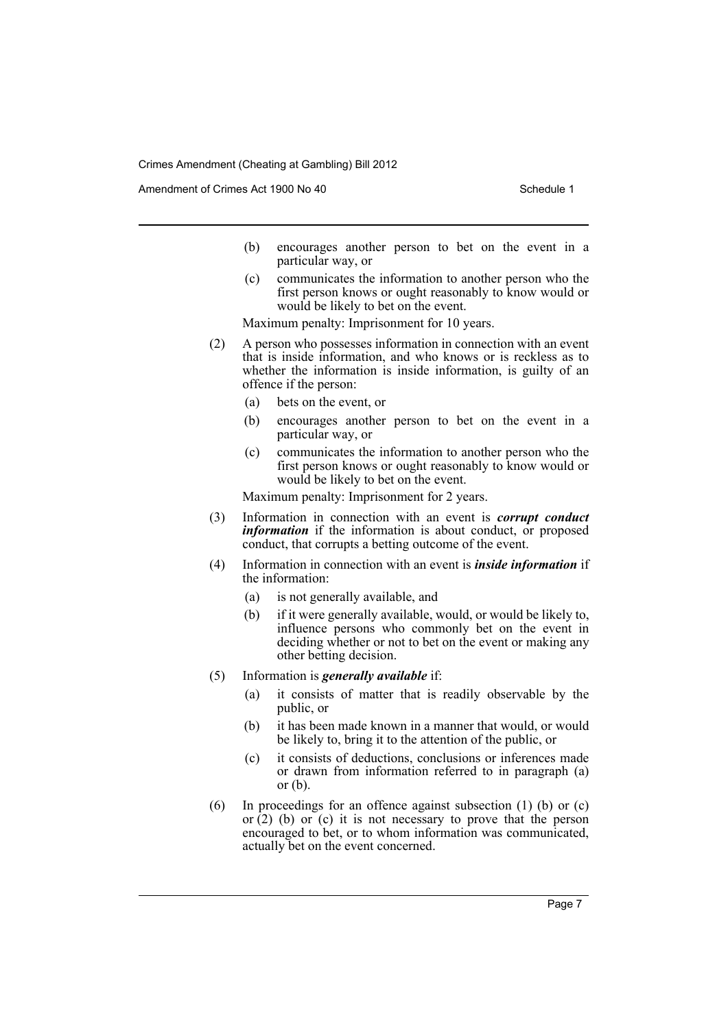(b) encourages another person to bet on the event in a particular way, or

(c) communicates the information to another person who the first person knows or ought reasonably to know would or would be likely to bet on the event.

Maximum penalty: Imprisonment for 10 years.

(2) A person who possesses information in connection with an event that is inside information, and who knows or is reckless as to whether the information is inside information, is guilty of an offence if the person:

(a) bets on the event, or

(b) encourages another person to bet on the event in a particular way, or

(c) communicates the information to another person who the first person knows or ought reasonably to know would or would be likely to bet on the event.

Maximum penalty: Imprisonment for 2 years.

(3) Information in connection with an event is ***corrupt conduct information*** if the information is about conduct, or proposed conduct, that corrupts a betting outcome of the event.

(4) Information in connection with an event is ***inside information*** if the information:

(a) is not generally available, and

(b) if it were generally available, would, or would be likely to, influence persons who commonly bet on the event in deciding whether or not to bet on the event or making any other betting decision.

(5) Information is ***generally available*** if:

(a) it consists of matter that is readily observable by the public, or

(b) it has been made known in a manner that would, or would be likely to, bring it to the attention of the public, or

(c) it consists of deductions, conclusions or inferences made or drawn from information referred to in paragraph (a) or (b).

(6) In proceedings for an offence against subsection (1) (b) or (c) or (2) (b) or (c) it is not necessary to prove that the person encouraged to bet, or to whom information was communicated, actually bet on the event concerned.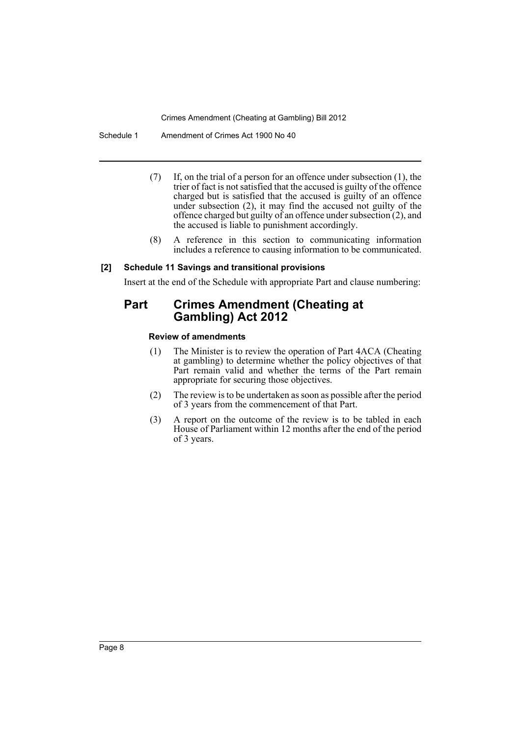(7) If, on the trial of a person for an offence under subsection (1), the trier of fact is not satisfied that the accused is guilty of the offence charged but is satisfied that the accused is guilty of an offence under subsection (2), it may find the accused not guilty of the offence charged but guilty of an offence under subsection (2), and the accused is liable to punishment accordingly.

(8) A reference in this section to communicating information includes a reference to causing information to be communicated.

**[2] Schedule 11 Savings and transitional provisions**

Insert at the end of the Schedule with appropriate Part and clause numbering:

## Part Crimes Amendment (Cheating at Gambling) Act 2012

**Review of amendments**

(1) The Minister is to review the operation of Part 4ACA (Cheating at gambling) to determine whether the policy objectives of that Part remain valid and whether the terms of the Part remain appropriate for securing those objectives.

(2) The review is to be undertaken as soon as possible after the period of 3 years from the commencement of that Part.

(3) A report on the outcome of the review is to be tabled in each House of Parliament within 12 months after the end of the period of 3 years.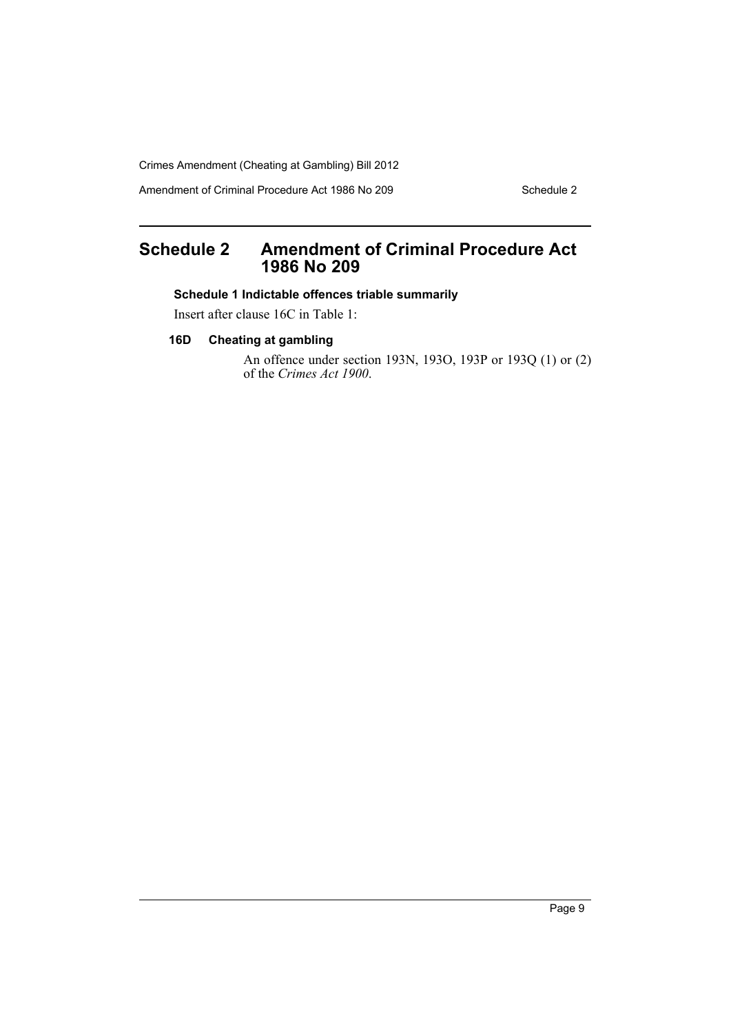## Schedule 2 Amendment of Criminal Procedure Act 1986 No 209

**Schedule 1 Indictable offences triable summarily**

Insert after clause 16C in Table 1:

**16D Cheating at gambling**

An offence under section 193N, 193O, 193P or 193Q (1) or (2) of the *Crimes Act 1900*.